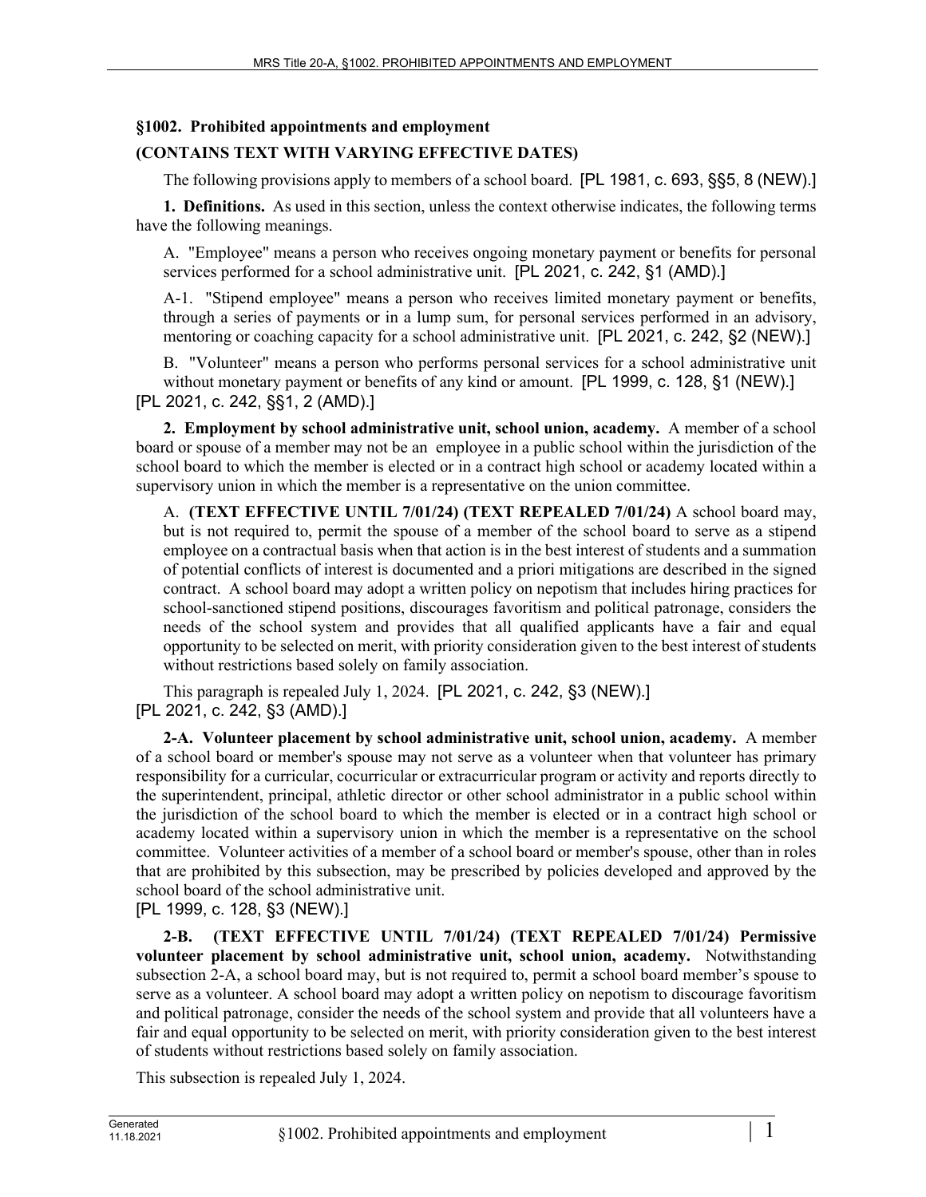## §1002. Prohibited appointments and employment

**(CONTAINS TEXT WITH VARYING EFFECTIVE DATES)**

The following provisions apply to members of a school board. [PL 1981, c. 693, §§5, 8 (NEW).]

**1. Definitions.** As used in this section, unless the context otherwise indicates, the following terms have the following meanings.

A. "Employee" means a person who receives ongoing monetary payment or benefits for personal services performed for a school administrative unit. [PL 2021, c. 242, §1 (AMD).]

A-1. "Stipend employee" means a person who receives limited monetary payment or benefits, through a series of payments or in a lump sum, for personal services performed in an advisory, mentoring or coaching capacity for a school administrative unit. [PL 2021, c. 242, §2 (NEW).]

B. "Volunteer" means a person who performs personal services for a school administrative unit without monetary payment or benefits of any kind or amount. [PL 1999, c. 128, §1 (NEW).]

[PL 2021, c. 242, §§1, 2 (AMD).]

**2. Employment by school administrative unit, school union, academy.** A member of a school board or spouse of a member may not be an employee in a public school within the jurisdiction of the school board to which the member is elected or in a contract high school or academy located within a supervisory union in which the member is a representative on the union committee.

A. **(TEXT EFFECTIVE UNTIL 7/01/24) (TEXT REPEALED 7/01/24)** A school board may, but is not required to, permit the spouse of a member of the school board to serve as a stipend employee on a contractual basis when that action is in the best interest of students and a summation of potential conflicts of interest is documented and a priori mitigations are described in the signed contract. A school board may adopt a written policy on nepotism that includes hiring practices for school-sanctioned stipend positions, discourages favoritism and political patronage, considers the needs of the school system and provides that all qualified applicants have a fair and equal opportunity to be selected on merit, with priority consideration given to the best interest of students without restrictions based solely on family association.

This paragraph is repealed July 1, 2024. [PL 2021, c. 242, §3 (NEW).]

[PL 2021, c. 242, §3 (AMD).]

**2-A. Volunteer placement by school administrative unit, school union, academy.** A member of a school board or member's spouse may not serve as a volunteer when that volunteer has primary responsibility for a curricular, cocurricular or extracurricular program or activity and reports directly to the superintendent, principal, athletic director or other school administrator in a public school within the jurisdiction of the school board to which the member is elected or in a contract high school or academy located within a supervisory union in which the member is a representative on the school committee. Volunteer activities of a member of a school board or member's spouse, other than in roles that are prohibited by this subsection, may be prescribed by policies developed and approved by the school board of the school administrative unit.

[PL 1999, c. 128, §3 (NEW).]

**2-B. (TEXT EFFECTIVE UNTIL 7/01/24) (TEXT REPEALED 7/01/24) Permissive volunteer placement by school administrative unit, school union, academy.** Notwithstanding subsection 2-A, a school board may, but is not required to, permit a school board member's spouse to serve as a volunteer. A school board may adopt a written policy on nepotism to discourage favoritism and political patronage, consider the needs of the school system and provide that all volunteers have a fair and equal opportunity to be selected on merit, with priority consideration given to the best interest of students without restrictions based solely on family association.

This subsection is repealed July 1, 2024.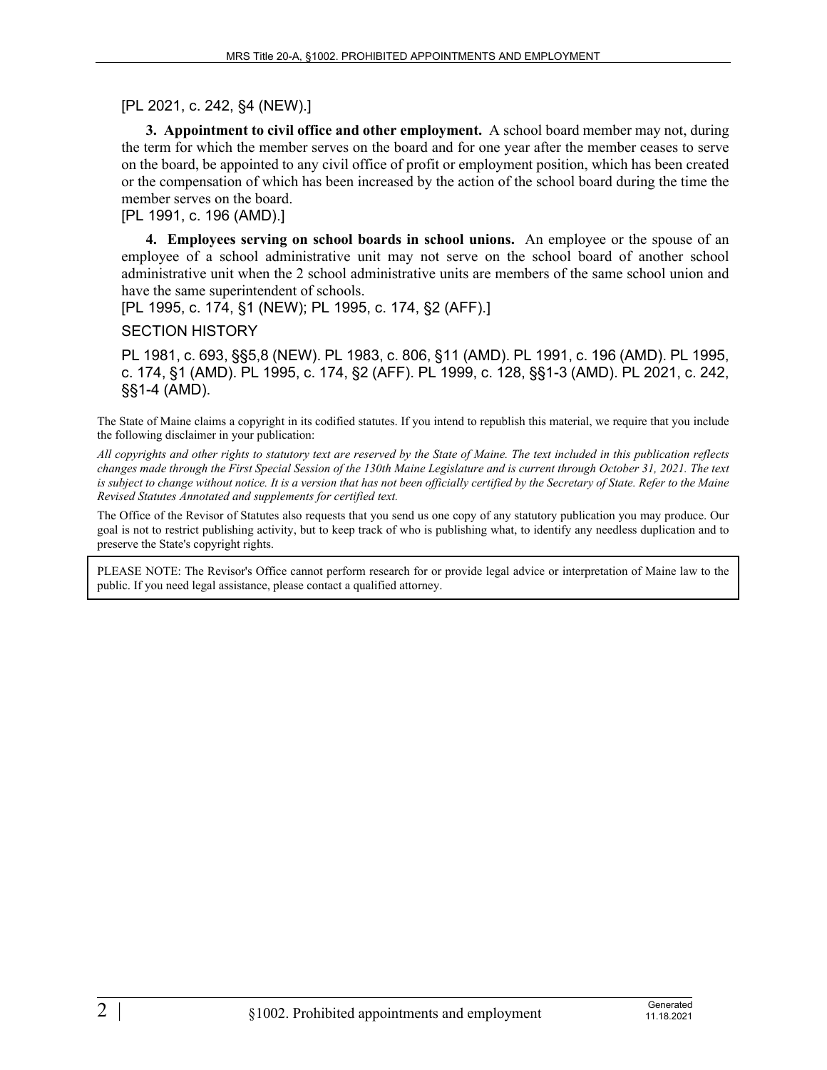[PL 2021, c. 242, §4 (NEW).]

**3. Appointment to civil office and other employment.** A school board member may not, during the term for which the member serves on the board and for one year after the member ceases to serve on the board, be appointed to any civil office of profit or employment position, which has been created or the compensation of which has been increased by the action of the school board during the time the member serves on the board.

[PL 1991, c. 196 (AMD).]

**4. Employees serving on school boards in school unions.** An employee or the spouse of an employee of a school administrative unit may not serve on the school board of another school administrative unit when the 2 school administrative units are members of the same school union and have the same superintendent of schools.

[PL 1995, c. 174, §1 (NEW); PL 1995, c. 174, §2 (AFF).]

SECTION HISTORY

PL 1981, c. 693, §§5,8 (NEW). PL 1983, c. 806, §11 (AMD). PL 1991, c. 196 (AMD). PL 1995, c. 174, §1 (AMD). PL 1995, c. 174, §2 (AFF). PL 1999, c. 128, §§1-3 (AMD). PL 2021, c. 242, §§1-4 (AMD).

The State of Maine claims a copyright in its codified statutes. If you intend to republish this material, we require that you include the following disclaimer in your publication:

*All copyrights and other rights to statutory text are reserved by the State of Maine. The text included in this publication reflects changes made through the First Special Session of the 130th Maine Legislature and is current through October 31, 2021. The text is subject to change without notice. It is a version that has not been officially certified by the Secretary of State. Refer to the Maine Revised Statutes Annotated and supplements for certified text.*

The Office of the Revisor of Statutes also requests that you send us one copy of any statutory publication you may produce. Our goal is not to restrict publishing activity, but to keep track of who is publishing what, to identify any needless duplication and to preserve the State's copyright rights.

PLEASE NOTE: The Revisor's Office cannot perform research for or provide legal advice or interpretation of Maine law to the public. If you need legal assistance, please contact a qualified attorney.